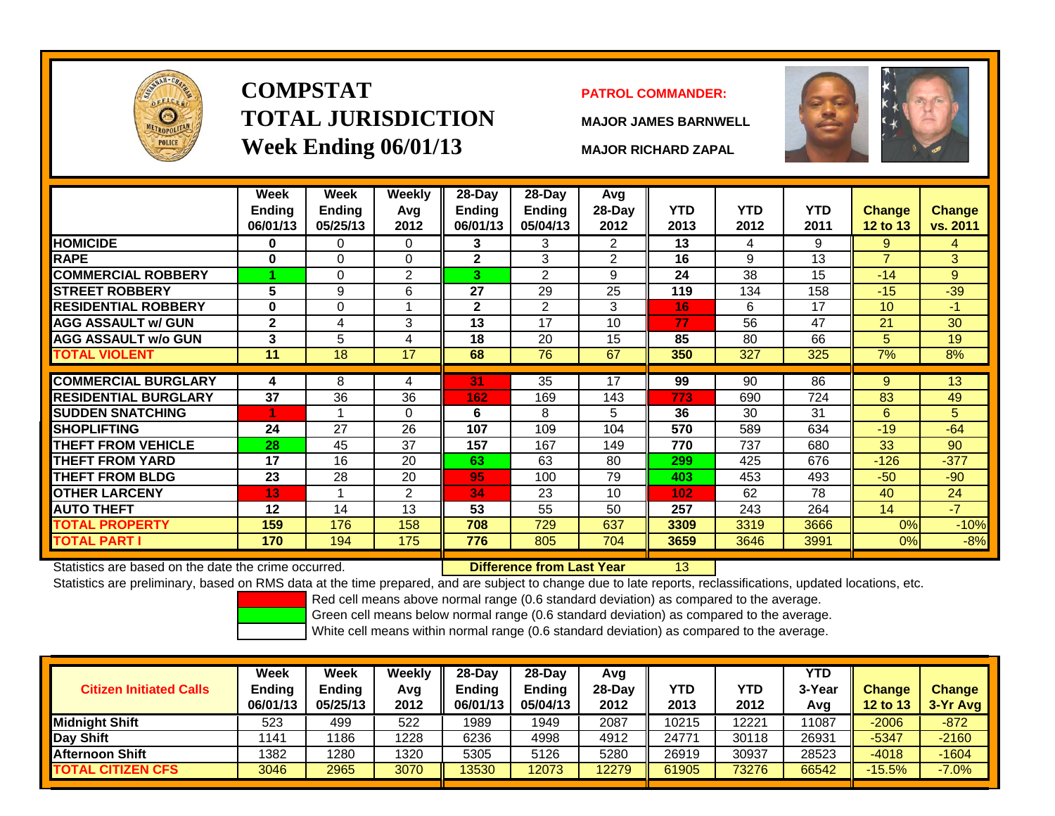# COMPSTAT
# TOTAL JURISDICTION
# Week Ending 06/01/13

**PATROL COMMANDER:**

**MAJOR JAMES BARNWELL**

**MAJOR RICHARD ZAPAL**

| | Week Ending 06/01/13 | Week Ending 05/25/13 | Weekly Avg 2012 | 28-Day Ending 06/01/13 | 28-Day Ending 05/04/13 | Avg 28-Day 2012 | YTD 2013 | YTD 2012 | YTD 2011 | Change 12 to 13 | Change vs. 2011 |
|---|---|---|---|---|---|---|---|---|---|---|---|
| HOMICIDE | 0 | 0 | 0 | 3 | 3 | 2 | 13 | 4 | 9 | 9 | 4 |
| RAPE | 0 | 0 | 0 | 2 | 3 | 2 | 16 | 9 | 13 | 7 | 3 |
| COMMERCIAL ROBBERY | 1 | 0 | 2 | 3 | 2 | 9 | 24 | 38 | 15 | -14 | 9 |
| STREET ROBBERY | 5 | 9 | 6 | 27 | 29 | 25 | 119 | 134 | 158 | -15 | -39 |
| RESIDENTIAL ROBBERY | 0 | 0 | 1 | 2 | 2 | 3 | 16 | 6 | 17 | 10 | -1 |
| AGG ASSAULT w/ GUN | 2 | 4 | 3 | 13 | 17 | 10 | 77 | 56 | 47 | 21 | 30 |
| AGG ASSAULT w/o GUN | 3 | 5 | 4 | 18 | 20 | 15 | 85 | 80 | 66 | 5 | 19 |
| TOTAL VIOLENT | 11 | 18 | 17 | 68 | 76 | 67 | 350 | 327 | 325 | 7% | 8% |
| COMMERCIAL BURGLARY | 4 | 8 | 4 | 31 | 35 | 17 | 99 | 90 | 86 | 9 | 13 |
| RESIDENTIAL BURGLARY | 37 | 36 | 36 | 162 | 169 | 143 | 773 | 690 | 724 | 83 | 49 |
| SUDDEN SNATCHING | 1 | 1 | 0 | 6 | 8 | 5 | 36 | 30 | 31 | 6 | 5 |
| SHOPLIFTING | 24 | 27 | 26 | 107 | 109 | 104 | 570 | 589 | 634 | -19 | -64 |
| THEFT FROM VEHICLE | 28 | 45 | 37 | 157 | 167 | 149 | 770 | 737 | 680 | 33 | 90 |
| THEFT FROM YARD | 17 | 16 | 20 | 63 | 63 | 80 | 299 | 425 | 676 | -126 | -377 |
| THEFT FROM BLDG | 23 | 28 | 20 | 95 | 100 | 79 | 403 | 453 | 493 | -50 | -90 |
| OTHER LARCENY | 13 | 1 | 2 | 34 | 23 | 10 | 102 | 62 | 78 | 40 | 24 |
| AUTO THEFT | 12 | 14 | 13 | 53 | 55 | 50 | 257 | 243 | 264 | 14 | -7 |
| TOTAL PROPERTY | 159 | 176 | 158 | 708 | 729 | 637 | 3309 | 3319 | 3666 | 0% | -10% |
| TOTAL PART I | 170 | 194 | 175 | 776 | 805 | 704 | 3659 | 3646 | 3991 | 0% | -8% |

Statistics are based on the date the crime occurred. **Difference from Last Year** 13

Statistics are preliminary, based on RMS data at the time prepared, and are subject to change due to late reports, reclassifications, updated locations, etc.

Red cell means above normal range (0.6 standard deviation) as compared to the average.
Green cell means below normal range (0.6 standard deviation) as compared to the average.
White cell means within normal range (0.6 standard deviation) as compared to the average.

| Citizen Initiated Calls | Week Ending 06/01/13 | Week Ending 05/25/13 | Weekly Avg 2012 | 28-Day Ending 06/01/13 | 28-Day Ending 05/04/13 | Avg 28-Day 2012 | YTD 2013 | YTD 2012 | YTD 3-Year Avg | Change 12 to 13 | Change 3-Yr Avg |
|---|---|---|---|---|---|---|---|---|---|---|---|
| Midnight Shift | 523 | 499 | 522 | 1989 | 1949 | 2087 | 10215 | 12221 | 11087 | -2006 | -872 |
| Day Shift | 1141 | 1186 | 1228 | 6236 | 4998 | 4912 | 24771 | 30118 | 26931 | -5347 | -2160 |
| Afternoon Shift | 1382 | 1280 | 1320 | 5305 | 5126 | 5280 | 26919 | 30937 | 28523 | -4018 | -1604 |
| TOTAL CITIZEN CFS | 3046 | 2965 | 3070 | 13530 | 12073 | 12279 | 61905 | 73276 | 66542 | -15.5% | -7.0% |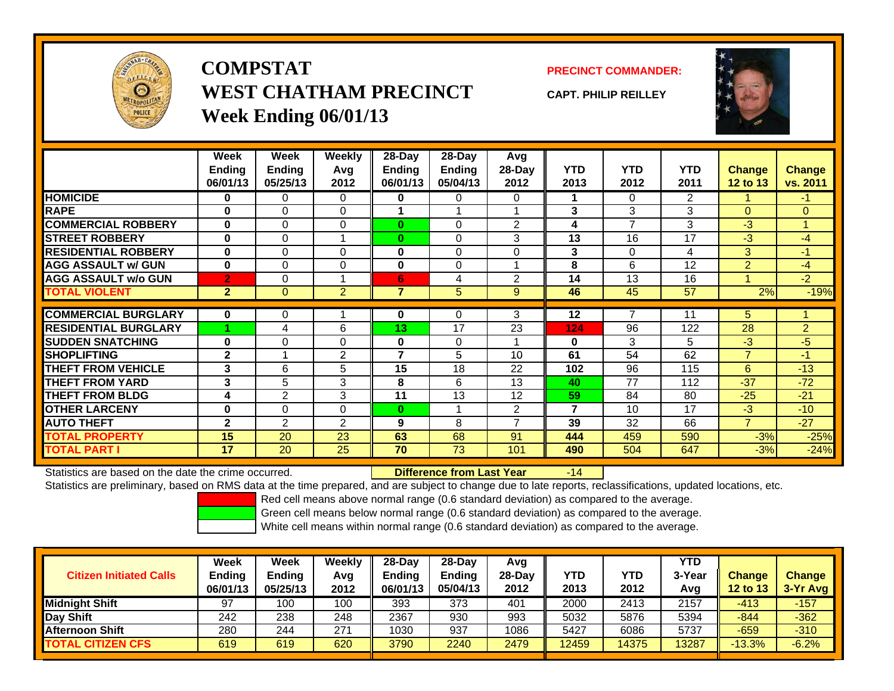# COMPSTAT
## WEST CHATHAM PRECINCT
### Week Ending 06/01/13

**PRECINCT COMMANDER:**

**CAPT. PHILIP REILLEY**

| | Week Ending 06/01/13 | Week Ending 05/25/13 | Weekly Avg 2012 | 28-Day Ending 06/01/13 | 28-Day Ending 05/04/13 | Avg 28-Day 2012 | YTD 2013 | YTD 2012 | YTD 2011 | Change 12 to 13 | Change vs. 2011 |
|---|---|---|---|---|---|---|---|---|---|---|---|
| HOMICIDE | 0 | 0 | 0 | 0 | 0 | 0 | 1 | 0 | 2 | 1 | -1 |
| RAPE | 0 | 0 | 0 | 1 | 1 | 1 | 3 | 3 | 3 | 0 | 0 |
| COMMERCIAL ROBBERY | 0 | 0 | 0 | 0 | 0 | 2 | 4 | 7 | 3 | -3 | 1 |
| STREET ROBBERY | 0 | 0 | 1 | 0 | 0 | 3 | 13 | 16 | 17 | -3 | -4 |
| RESIDENTIAL ROBBERY | 0 | 0 | 0 | 0 | 0 | 0 | 3 | 0 | 4 | 3 | -1 |
| AGG ASSAULT w/ GUN | 0 | 0 | 0 | 0 | 0 | 1 | 8 | 6 | 12 | 2 | -4 |
| AGG ASSAULT w/o GUN | 2 | 0 | 1 | 6 | 4 | 2 | 14 | 13 | 16 | 1 | -2 |
| TOTAL VIOLENT | 2 | 0 | 2 | 7 | 5 | 9 | 46 | 45 | 57 | 2% | -19% |
| COMMERCIAL BURGLARY | 0 | 0 | 1 | 0 | 0 | 3 | 12 | 7 | 11 | 5 | 1 |
| RESIDENTIAL BURGLARY | 1 | 4 | 6 | 13 | 17 | 23 | 124 | 96 | 122 | 28 | 2 |
| SUDDEN SNATCHING | 0 | 0 | 0 | 0 | 0 | 1 | 0 | 3 | 5 | -3 | -5 |
| SHOPLIFTING | 2 | 1 | 2 | 7 | 5 | 10 | 61 | 54 | 62 | 7 | -1 |
| THEFT FROM VEHICLE | 3 | 6 | 5 | 15 | 18 | 22 | 102 | 96 | 115 | 6 | -13 |
| THEFT FROM YARD | 3 | 5 | 3 | 8 | 6 | 13 | 40 | 77 | 112 | -37 | -72 |
| THEFT FROM BLDG | 4 | 2 | 3 | 11 | 13 | 12 | 59 | 84 | 80 | -25 | -21 |
| OTHER LARCENY | 0 | 0 | 0 | 0 | 1 | 2 | 7 | 10 | 17 | -3 | -10 |
| AUTO THEFT | 2 | 2 | 2 | 9 | 8 | 7 | 39 | 32 | 66 | 7 | -27 |
| TOTAL PROPERTY | 15 | 20 | 23 | 63 | 68 | 91 | 444 | 459 | 590 | -3% | -25% |
| TOTAL PART I | 17 | 20 | 25 | 70 | 73 | 101 | 490 | 504 | 647 | -3% | -24% |

Statistics are based on the date the crime occurred. **Difference from Last Year** -14

Statistics are preliminary, based on RMS data at the time prepared, and are subject to change due to late reports, reclassifications, updated locations, etc.

Red cell means above normal range (0.6 standard deviation) as compared to the average.
Green cell means below normal range (0.6 standard deviation) as compared to the average.
White cell means within normal range (0.6 standard deviation) as compared to the average.

| Citizen Initiated Calls | Week Ending 06/01/13 | Week Ending 05/25/13 | Weekly Avg 2012 | 28-Day Ending 06/01/13 | 28-Day Ending 05/04/13 | Avg 28-Day 2012 | YTD 2013 | YTD 2012 | YTD 3-Year Avg | Change 12 to 13 | Change 3-Yr Avg |
|---|---|---|---|---|---|---|---|---|---|---|---|
| Midnight Shift | 97 | 100 | 100 | 393 | 373 | 401 | 2000 | 2413 | 2157 | -413 | -157 |
| Day Shift | 242 | 238 | 248 | 2367 | 930 | 993 | 5032 | 5876 | 5394 | -844 | -362 |
| Afternoon Shift | 280 | 244 | 271 | 1030 | 937 | 1086 | 5427 | 6086 | 5737 | -659 | -310 |
| TOTAL CITIZEN CFS | 619 | 619 | 620 | 3790 | 2240 | 2479 | 12459 | 14375 | 13287 | -13.3% | -6.2% |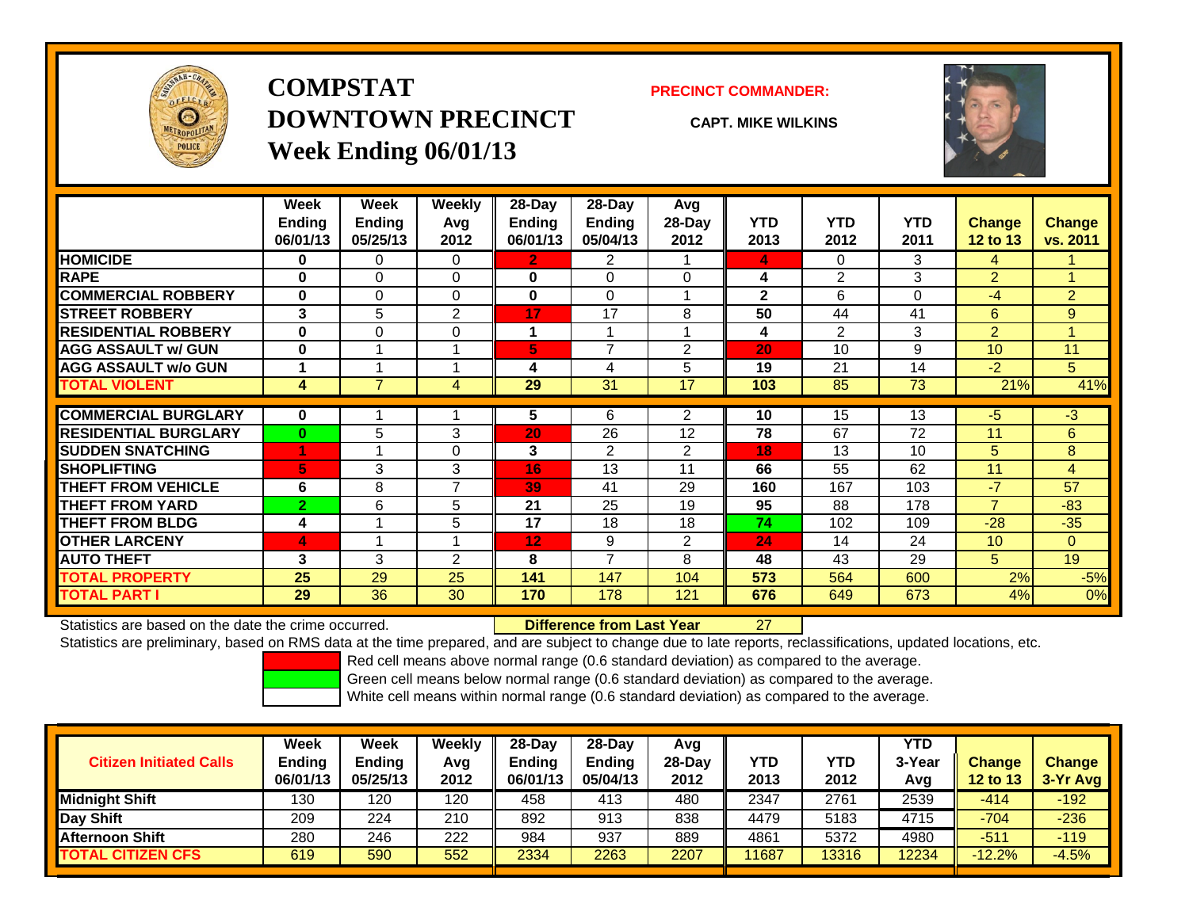# COMPSTAT
# DOWNTOWN PRECINCT
## Week Ending 06/01/13

**PRECINCT COMMANDER:**

**CAPT. MIKE WILKINS**

| | Week Ending 06/01/13 | Week Ending 05/25/13 | Weekly Avg 2012 | 28-Day Ending 06/01/13 | 28-Day Ending 05/04/13 | Avg 28-Day 2012 | YTD 2013 | YTD 2012 | YTD 2011 | Change 12 to 13 | Change vs. 2011 |
|---|---|---|---|---|---|---|---|---|---|---|---|
| **HOMICIDE** | **0** | 0 | 0 | **2** | 2 | 1 | **4** | 0 | 3 | 4 | 1 |
| **RAPE** | **0** | 0 | 0 | **0** | 0 | 0 | **4** | 2 | 3 | 2 | 1 |
| **COMMERCIAL ROBBERY** | **0** | 0 | 0 | **0** | 0 | 1 | **2** | 6 | 0 | -4 | 2 |
| **STREET ROBBERY** | **3** | 5 | 2 | **17** | 17 | 8 | **50** | 44 | 41 | 6 | 9 |
| **RESIDENTIAL ROBBERY** | **0** | 0 | 0 | **1** | 1 | 1 | **4** | 2 | 3 | 2 | 1 |
| **AGG ASSAULT w/ GUN** | **0** | 1 | 1 | **5** | 7 | 2 | **20** | 10 | 9 | 10 | 11 |
| **AGG ASSAULT w/o GUN** | **1** | 1 | 1 | **4** | 4 | 5 | **19** | 21 | 14 | -2 | 5 |
| **TOTAL VIOLENT** | **4** | 7 | 4 | **29** | 31 | 17 | **103** | 85 | 73 | 21% | 41% |
| **COMMERCIAL BURGLARY** | **0** | 1 | 1 | **5** | 6 | 2 | **10** | 15 | 13 | -5 | -3 |
| **RESIDENTIAL BURGLARY** | **0** | 5 | 3 | **20** | 26 | 12 | **78** | 67 | 72 | 11 | 6 |
| **SUDDEN SNATCHING** | **1** | 1 | 0 | **3** | 2 | 2 | **18** | 13 | 10 | 5 | 8 |
| **SHOPLIFTING** | **5** | 3 | 3 | **16** | 13 | 11 | **66** | 55 | 62 | 11 | 4 |
| **THEFT FROM VEHICLE** | **6** | 8 | 7 | **39** | 41 | 29 | **160** | 167 | 103 | -7 | 57 |
| **THEFT FROM YARD** | **2** | 6 | 5 | **21** | 25 | 19 | **95** | 88 | 178 | 7 | -83 |
| **THEFT FROM BLDG** | **4** | 1 | 5 | **17** | 18 | 18 | **74** | 102 | 109 | -28 | -35 |
| **OTHER LARCENY** | **4** | 1 | 1 | **12** | 9 | 2 | **24** | 14 | 24 | 10 | 0 |
| **AUTO THEFT** | **3** | 3 | 2 | **8** | 7 | 8 | **48** | 43 | 29 | 5 | 19 |
| **TOTAL PROPERTY** | **25** | 29 | 25 | **141** | 147 | 104 | **573** | 564 | 600 | 2% | -5% |
| **TOTAL PART I** | **29** | 36 | 30 | **170** | 178 | 121 | **676** | 649 | 673 | 4% | 0% |

Statistics are based on the date the crime occurred. **Difference from Last Year** 27

Statistics are preliminary, based on RMS data at the time prepared, and are subject to change due to late reports, reclassifications, updated locations, etc.

Red cell means above normal range (0.6 standard deviation) as compared to the average.
Green cell means below normal range (0.6 standard deviation) as compared to the average.
White cell means within normal range (0.6 standard deviation) as compared to the average.

| Citizen Initiated Calls | Week Ending 06/01/13 | Week Ending 05/25/13 | Weekly Avg 2012 | 28-Day Ending 06/01/13 | 28-Day Ending 05/04/13 | Avg 28-Day 2012 | YTD 2013 | YTD 2012 | YTD 3-Year Avg | Change 12 to 13 | Change 3-Yr Avg |
|---|---|---|---|---|---|---|---|---|---|---|---|
| **Midnight Shift** | 130 | 120 | 120 | 458 | 413 | 480 | 2347 | 2761 | 2539 | -414 | -192 |
| **Day Shift** | 209 | 224 | 210 | 892 | 913 | 838 | 4479 | 5183 | 4715 | -704 | -236 |
| **Afternoon Shift** | 280 | 246 | 222 | 984 | 937 | 889 | 4861 | 5372 | 4980 | -511 | -119 |
| **TOTAL CITIZEN CFS** | 619 | 590 | 552 | 2334 | 2263 | 2207 | 11687 | 13316 | 12234 | -12.2% | -4.5% |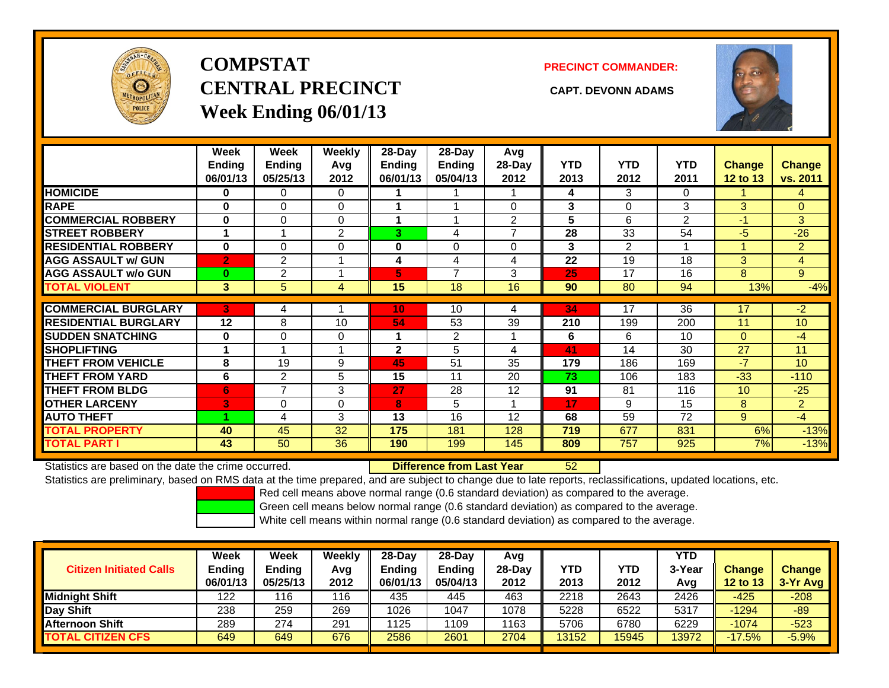# COMPSTAT
# CENTRAL PRECINCT
## Week Ending 06/01/13

**PRECINCT COMMANDER:**

**CAPT. DEVONN ADAMS**

| | Week Ending 06/01/13 | Week Ending 05/25/13 | Weekly Avg 2012 | 28-Day Ending 06/01/13 | 28-Day Ending 05/04/13 | Avg 28-Day 2012 | YTD 2013 | YTD 2012 | YTD 2011 | Change 12 to 13 | Change vs. 2011 |
|---|---|---|---|---|---|---|---|---|---|---|---|
| HOMICIDE | 0 | 0 | 0 | 1 | 1 | 1 | 4 | 3 | 0 | 1 | 4 |
| RAPE | 0 | 0 | 0 | 1 | 1 | 0 | 3 | 0 | 3 | 3 | 0 |
| COMMERCIAL ROBBERY | 0 | 0 | 0 | 1 | 1 | 2 | 5 | 6 | 2 | -1 | 3 |
| STREET ROBBERY | 1 | 1 | 2 | 3 | 4 | 7 | 28 | 33 | 54 | -5 | -26 |
| RESIDENTIAL ROBBERY | 0 | 0 | 0 | 0 | 0 | 0 | 3 | 2 | 1 | 1 | 2 |
| AGG ASSAULT w/ GUN | 2 | 2 | 1 | 4 | 4 | 4 | 22 | 19 | 18 | 3 | 4 |
| AGG ASSAULT w/o GUN | 0 | 2 | 1 | 5 | 7 | 3 | 25 | 17 | 16 | 8 | 9 |
| TOTAL VIOLENT | 3 | 5 | 4 | 15 | 18 | 16 | 90 | 80 | 94 | 13% | -4% |
| COMMERCIAL BURGLARY | 3 | 4 | 1 | 10 | 10 | 4 | 34 | 17 | 36 | 17 | -2 |
| RESIDENTIAL BURGLARY | 12 | 8 | 10 | 54 | 53 | 39 | 210 | 199 | 200 | 11 | 10 |
| SUDDEN SNATCHING | 0 | 0 | 0 | 1 | 2 | 1 | 6 | 6 | 10 | 0 | -4 |
| SHOPLIFTING | 1 | 1 | 1 | 2 | 5 | 4 | 41 | 14 | 30 | 27 | 11 |
| THEFT FROM VEHICLE | 8 | 19 | 9 | 45 | 51 | 35 | 179 | 186 | 169 | -7 | 10 |
| THEFT FROM YARD | 6 | 2 | 5 | 15 | 11 | 20 | 73 | 106 | 183 | -33 | -110 |
| THEFT FROM BLDG | 6 | 7 | 3 | 27 | 28 | 12 | 91 | 81 | 116 | 10 | -25 |
| OTHER LARCENY | 3 | 0 | 0 | 8 | 5 | 1 | 17 | 9 | 15 | 8 | 2 |
| AUTO THEFT | 1 | 4 | 3 | 13 | 16 | 12 | 68 | 59 | 72 | 9 | -4 |
| TOTAL PROPERTY | 40 | 45 | 32 | 175 | 181 | 128 | 719 | 677 | 831 | 6% | -13% |
| TOTAL PART I | 43 | 50 | 36 | 190 | 199 | 145 | 809 | 757 | 925 | 7% | -13% |

Statistics are based on the date the crime occurred. **Difference from Last Year** 52

Statistics are preliminary, based on RMS data at the time prepared, and are subject to change due to late reports, reclassifications, updated locations, etc.

Red cell means above normal range (0.6 standard deviation) as compared to the average.
Green cell means below normal range (0.6 standard deviation) as compared to the average.
White cell means within normal range (0.6 standard deviation) as compared to the average.

| Citizen Initiated Calls | Week Ending 06/01/13 | Week Ending 05/25/13 | Weekly Avg 2012 | 28-Day Ending 06/01/13 | 28-Day Ending 05/04/13 | Avg 28-Day 2012 | YTD 2013 | YTD 2012 | YTD 3-Year Avg | Change 12 to 13 | Change 3-Yr Avg |
|---|---|---|---|---|---|---|---|---|---|---|---|
| Midnight Shift | 122 | 116 | 116 | 435 | 445 | 463 | 2218 | 2643 | 2426 | -425 | -208 |
| Day Shift | 238 | 259 | 269 | 1026 | 1047 | 1078 | 5228 | 6522 | 5317 | -1294 | -89 |
| Afternoon Shift | 289 | 274 | 291 | 1125 | 1109 | 1163 | 5706 | 6780 | 6229 | -1074 | -523 |
| TOTAL CITIZEN CFS | 649 | 649 | 676 | 2586 | 2601 | 2704 | 13152 | 15945 | 13972 | -17.5% | -5.9% |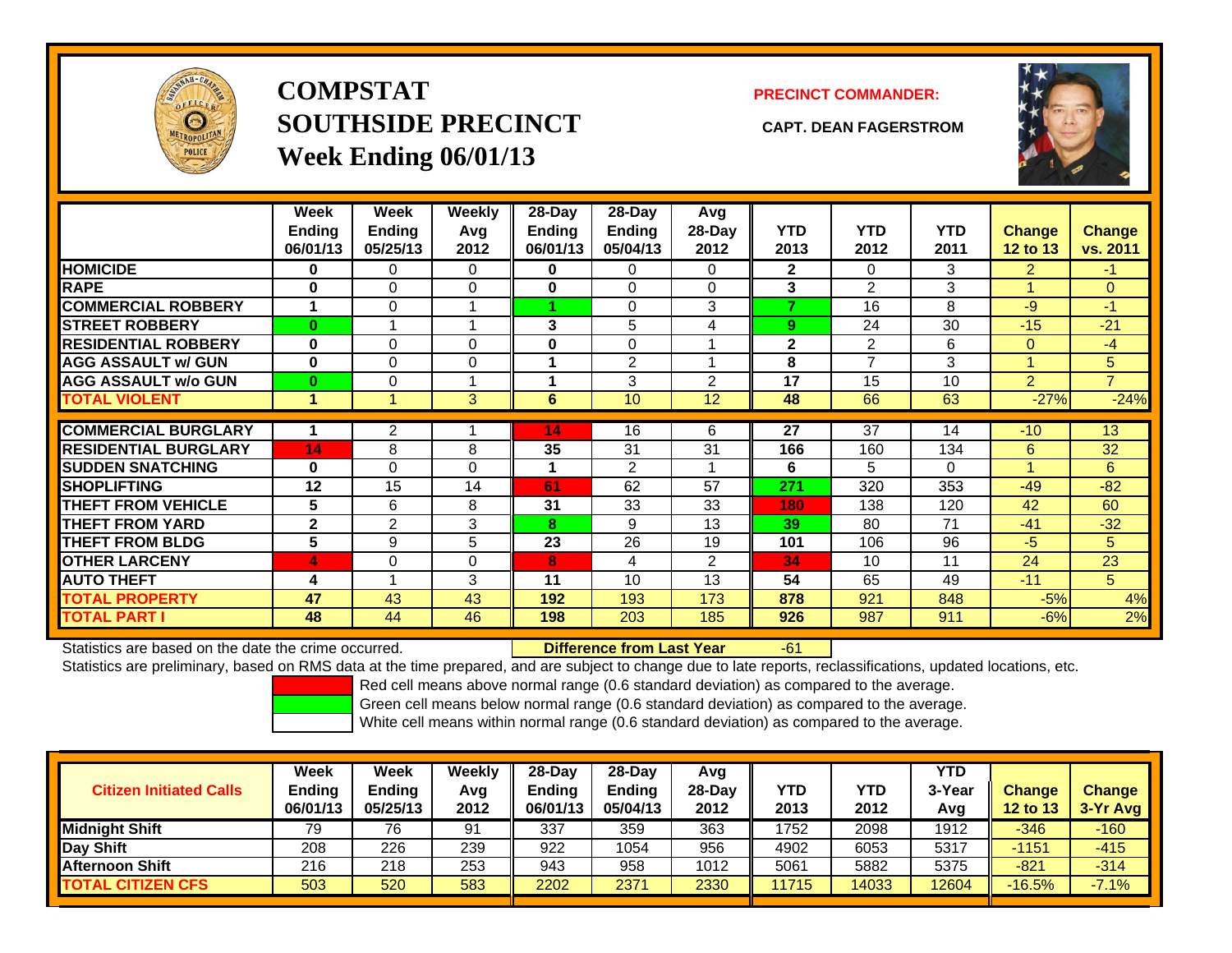# COMPSTAT
# SOUTHSIDE PRECINCT
# Week Ending 06/01/13

**PRECINCT COMMANDER:**

**CAPT. DEAN FAGERSTROM**

| | Week Ending 06/01/13 | Week Ending 05/25/13 | Weekly Avg 2012 | 28-Day Ending 06/01/13 | 28-Day Ending 05/04/13 | Avg 28-Day 2012 | YTD 2013 | YTD 2012 | YTD 2011 | Change 12 to 13 | Change vs. 2011 |
|---|---|---|---|---|---|---|---|---|---|---|---|
| HOMICIDE | 0 | 0 | 0 | 0 | 0 | 0 | 2 | 0 | 3 | 2 | -1 |
| RAPE | 0 | 0 | 0 | 0 | 0 | 0 | 3 | 2 | 3 | 1 | 0 |
| COMMERCIAL ROBBERY | 1 | 0 | 1 | 1 | 0 | 3 | 7 | 16 | 8 | -9 | -1 |
| STREET ROBBERY | 0 | 1 | 1 | 3 | 5 | 4 | 9 | 24 | 30 | -15 | -21 |
| RESIDENTIAL ROBBERY | 0 | 0 | 0 | 0 | 0 | 1 | 2 | 2 | 6 | 0 | -4 |
| AGG ASSAULT w/ GUN | 0 | 0 | 0 | 1 | 2 | 1 | 8 | 7 | 3 | 1 | 5 |
| AGG ASSAULT w/o GUN | 0 | 0 | 1 | 1 | 3 | 2 | 17 | 15 | 10 | 2 | 7 |
| TOTAL VIOLENT | 1 | 1 | 3 | 6 | 10 | 12 | 48 | 66 | 63 | -27% | -24% |
| COMMERCIAL BURGLARY | 1 | 2 | 1 | 14 | 16 | 6 | 27 | 37 | 14 | -10 | 13 |
| RESIDENTIAL BURGLARY | 14 | 8 | 8 | 35 | 31 | 31 | 166 | 160 | 134 | 6 | 32 |
| SUDDEN SNATCHING | 0 | 0 | 0 | 1 | 2 | 1 | 6 | 5 | 0 | 1 | 6 |
| SHOPLIFTING | 12 | 15 | 14 | 61 | 62 | 57 | 271 | 320 | 353 | -49 | -82 |
| THEFT FROM VEHICLE | 5 | 6 | 8 | 31 | 33 | 33 | 180 | 138 | 120 | 42 | 60 |
| THEFT FROM YARD | 2 | 2 | 3 | 8 | 9 | 13 | 39 | 80 | 71 | -41 | -32 |
| THEFT FROM BLDG | 5 | 9 | 5 | 23 | 26 | 19 | 101 | 106 | 96 | -5 | 5 |
| OTHER LARCENY | 4 | 0 | 0 | 8 | 4 | 2 | 34 | 10 | 11 | 24 | 23 |
| AUTO THEFT | 4 | 1 | 3 | 11 | 10 | 13 | 54 | 65 | 49 | -11 | 5 |
| TOTAL PROPERTY | 47 | 43 | 43 | 192 | 193 | 173 | 878 | 921 | 848 | -5% | 4% |
| TOTAL PART I | 48 | 44 | 46 | 198 | 203 | 185 | 926 | 987 | 911 | -6% | 2% |

Statistics are based on the date the crime occurred. **Difference from Last Year** -61

Statistics are preliminary, based on RMS data at the time prepared, and are subject to change due to late reports, reclassifications, updated locations, etc.

Red cell means above normal range (0.6 standard deviation) as compared to the average.
Green cell means below normal range (0.6 standard deviation) as compared to the average.
White cell means within normal range (0.6 standard deviation) as compared to the average.

| Citizen Initiated Calls | Week Ending 06/01/13 | Week Ending 05/25/13 | Weekly Avg 2012 | 28-Day Ending 06/01/13 | 28-Day Ending 05/04/13 | Avg 28-Day 2012 | YTD 2013 | YTD 2012 | YTD 3-Year Avg | Change 12 to 13 | Change 3-Yr Avg |
|---|---|---|---|---|---|---|---|---|---|---|---|
| Midnight Shift | 79 | 76 | 91 | 337 | 359 | 363 | 1752 | 2098 | 1912 | -346 | -160 |
| Day Shift | 208 | 226 | 239 | 922 | 1054 | 956 | 4902 | 6053 | 5317 | -1151 | -415 |
| Afternoon Shift | 216 | 218 | 253 | 943 | 958 | 1012 | 5061 | 5882 | 5375 | -821 | -314 |
| TOTAL CITIZEN CFS | 503 | 520 | 583 | 2202 | 2371 | 2330 | 11715 | 14033 | 12604 | -16.5% | -7.1% |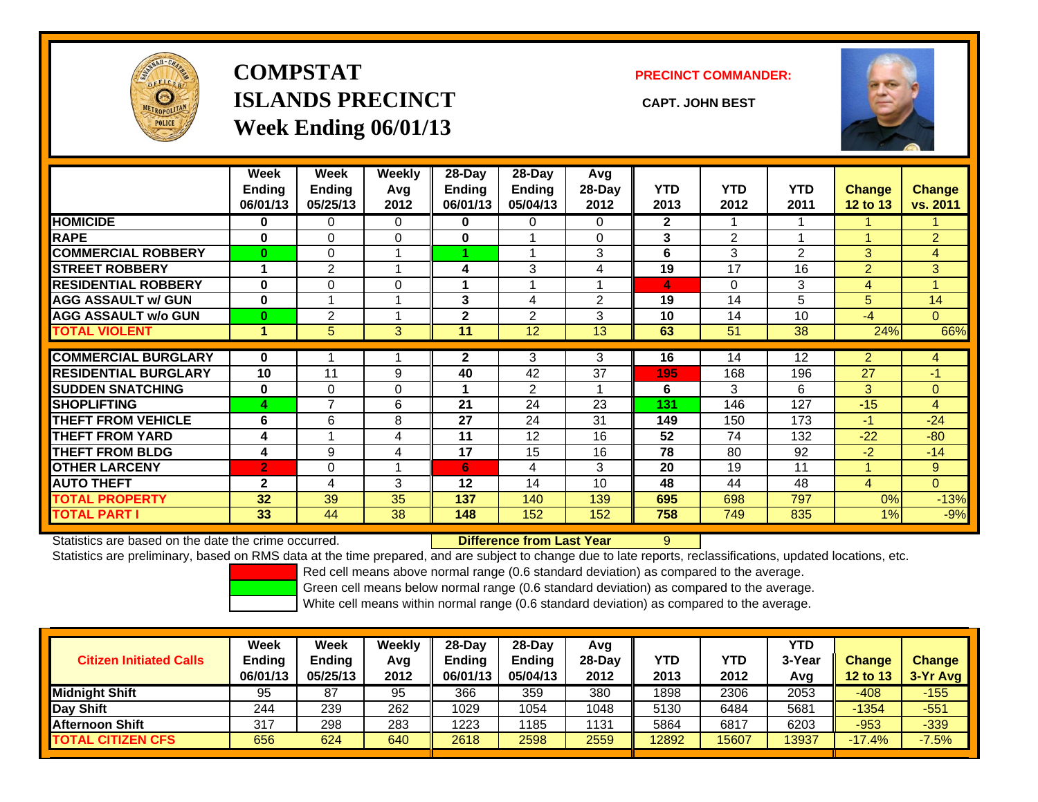# COMPSTAT
# ISLANDS PRECINCT
# Week Ending 06/01/13

**PRECINCT COMMANDER:**

**CAPT. JOHN BEST**

| | Week Ending 06/01/13 | Week Ending 05/25/13 | Weekly Avg 2012 | 28-Day Ending 06/01/13 | 28-Day Ending 05/04/13 | Avg 28-Day 2012 | YTD 2013 | YTD 2012 | YTD 2011 | Change 12 to 13 | Change vs. 2011 |
|---|---|---|---|---|---|---|---|---|---|---|---|
| HOMICIDE | 0 | 0 | 0 | 0 | 0 | 0 | 2 | 1 | 1 | 1 | 1 |
| RAPE | 0 | 0 | 0 | 0 | 1 | 0 | 3 | 2 | 1 | 1 | 2 |
| COMMERCIAL ROBBERY | 0 | 0 | 1 | 1 | 1 | 3 | 6 | 3 | 2 | 3 | 4 |
| STREET ROBBERY | 1 | 2 | 1 | 4 | 3 | 4 | 19 | 17 | 16 | 2 | 3 |
| RESIDENTIAL ROBBERY | 0 | 0 | 0 | 1 | 1 | 1 | 4 | 0 | 3 | 4 | 1 |
| AGG ASSAULT w/ GUN | 0 | 1 | 1 | 3 | 4 | 2 | 19 | 14 | 5 | 5 | 14 |
| AGG ASSAULT w/o GUN | 0 | 2 | 1 | 2 | 2 | 3 | 10 | 14 | 10 | -4 | 0 |
| TOTAL VIOLENT | 1 | 5 | 3 | 11 | 12 | 13 | 63 | 51 | 38 | 24% | 66% |
| COMMERCIAL BURGLARY | 0 | 1 | 1 | 2 | 3 | 3 | 16 | 14 | 12 | 2 | 4 |
| RESIDENTIAL BURGLARY | 10 | 11 | 9 | 40 | 42 | 37 | 195 | 168 | 196 | 27 | -1 |
| SUDDEN SNATCHING | 0 | 0 | 0 | 1 | 2 | 1 | 6 | 3 | 6 | 3 | 0 |
| SHOPLIFTING | 4 | 7 | 6 | 21 | 24 | 23 | 131 | 146 | 127 | -15 | 4 |
| THEFT FROM VEHICLE | 6 | 6 | 8 | 27 | 24 | 31 | 149 | 150 | 173 | -1 | -24 |
| THEFT FROM YARD | 4 | 1 | 4 | 11 | 12 | 16 | 52 | 74 | 132 | -22 | -80 |
| THEFT FROM BLDG | 4 | 9 | 4 | 17 | 15 | 16 | 78 | 80 | 92 | -2 | -14 |
| OTHER LARCENY | 2 | 0 | 1 | 6 | 4 | 3 | 20 | 19 | 11 | 1 | 9 |
| AUTO THEFT | 2 | 4 | 3 | 12 | 14 | 10 | 48 | 44 | 48 | 4 | 0 |
| TOTAL PROPERTY | 32 | 39 | 35 | 137 | 140 | 139 | 695 | 698 | 797 | 0% | -13% |
| TOTAL PART I | 33 | 44 | 38 | 148 | 152 | 152 | 758 | 749 | 835 | 1% | -9% |

Statistics are based on the date the crime occurred. **Difference from Last Year** 9

Statistics are preliminary, based on RMS data at the time prepared, and are subject to change due to late reports, reclassifications, updated locations, etc.

Red cell means above normal range (0.6 standard deviation) as compared to the average.

Green cell means below normal range (0.6 standard deviation) as compared to the average.

White cell means within normal range (0.6 standard deviation) as compared to the average.

| Citizen Initiated Calls | Week Ending 06/01/13 | Week Ending 05/25/13 | Weekly Avg 2012 | 28-Day Ending 06/01/13 | 28-Day Ending 05/04/13 | Avg 28-Day 2012 | YTD 2013 | YTD 2012 | YTD 3-Year Avg | Change 12 to 13 | Change 3-Yr Avg |
|---|---|---|---|---|---|---|---|---|---|---|---|
| Midnight Shift | 95 | 87 | 95 | 366 | 359 | 380 | 1898 | 2306 | 2053 | -408 | -155 |
| Day Shift | 244 | 239 | 262 | 1029 | 1054 | 1048 | 5130 | 6484 | 5681 | -1354 | -551 |
| Afternoon Shift | 317 | 298 | 283 | 1223 | 1185 | 1131 | 5864 | 6817 | 6203 | -953 | -339 |
| TOTAL CITIZEN CFS | 656 | 624 | 640 | 2618 | 2598 | 2559 | 12892 | 15607 | 13937 | -17.4% | -7.5% |